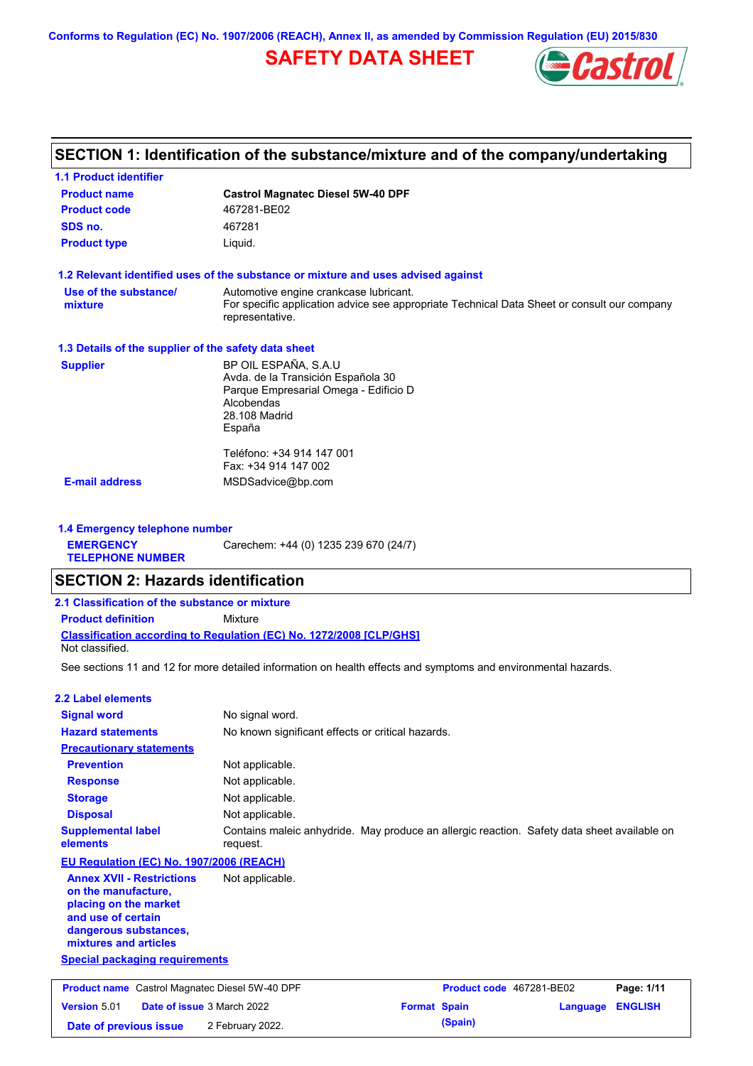Conforms to Regulation (EC) No. 1907/2006 (REACH), Annex II, as amended by Commission Regulation (EU) 2015/830

# SAFETY DATA SHEET

## SECTION 1: Identification of the substance/mixture and of the company/undertaking

### 1.1 Product identifier

| | |
|---|---|
| **Product name** | **Castrol Magnatec Diesel 5W-40 DPF** |
| **Product code** | 467281-BE02 |
| **SDS no.** | 467281 |
| **Product type** | Liquid. |

### 1.2 Relevant identified uses of the substance or mixture and uses advised against

| | |
|---|---|
| **Use of the substance/ mixture** | Automotive engine crankcase lubricant. For specific application advice see appropriate Technical Data Sheet or consult our company representative. |

### 1.3 Details of the supplier of the safety data sheet

**Supplier**

BP OIL ESPAÑA, S.A.U
Avda. de la Transición Española 30
Parque Empresarial Omega - Edificio D
Alcobendas
28.108 Madrid
España

Teléfono: +34 914 147 001
Fax: +34 914 147 002

**E-mail address** MSDSadvice@bp.com

### 1.4 Emergency telephone number

**EMERGENCY TELEPHONE NUMBER** Carechem: +44 (0) 1235 239 670 (24/7)

## SECTION 2: Hazards identification

### 2.1 Classification of the substance or mixture

**Product definition** Mixture

**Classification according to Regulation (EC) No. 1272/2008 [CLP/GHS]**

Not classified.

See sections 11 and 12 for more detailed information on health effects and symptoms and environmental hazards.

### 2.2 Label elements

| | |
|---|---|
| **Signal word** | No signal word. |
| **Hazard statements** | No known significant effects or critical hazards. |

**Precautionary statements**

| | |
|---|---|
| **Prevention** | Not applicable. |
| **Response** | Not applicable. |
| **Storage** | Not applicable. |
| **Disposal** | Not applicable. |
| **Supplemental label elements** | Contains maleic anhydride. May produce an allergic reaction. Safety data sheet available on request. |

**EU Regulation (EC) No. 1907/2006 (REACH)**

| | |
|---|---|
| **Annex XVII - Restrictions on the manufacture, placing on the market and use of certain dangerous substances, mixtures and articles** | Not applicable. |

**Special packaging requirements**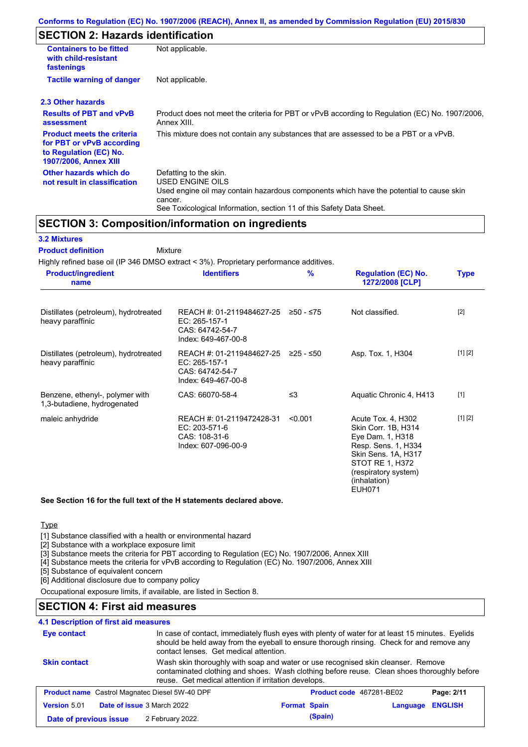Conforms to Regulation (EC) No. 1907/2006 (REACH), Annex II, as amended by Commission Regulation (EU) 2015/830

## SECTION 2: Hazards identification

| | |
|---|---|
| **Containers to be fitted with child-resistant fastenings** | Not applicable. |
| **Tactile warning of danger** | Not applicable. |

### 2.3 Other hazards

| | |
|---|---|
| **Results of PBT and vPvB assessment** | Product does not meet the criteria for PBT or vPvB according to Regulation (EC) No. 1907/2006, Annex XIII. |
| **Product meets the criteria for PBT or vPvB according to Regulation (EC) No. 1907/2006, Annex XIII** | This mixture does not contain any substances that are assessed to be a PBT or a vPvB. |
| **Other hazards which do not result in classification** | Defatting to the skin.<br>USED ENGINE OILS<br>Used engine oil may contain hazardous components which have the potential to cause skin cancer.<br>See Toxicological Information, section 11 of this Safety Data Sheet. |

## SECTION 3: Composition/information on ingredients

### 3.2 Mixtures

**Product definition** Mixture

Highly refined base oil (IP 346 DMSO extract < 3%). Proprietary performance additives.

| Product/ingredient name | Identifiers | % | Regulation (EC) No. 1272/2008 [CLP] | Type |
|---|---|---|---|---|
| Distillates (petroleum), hydrotreated heavy paraffinic | REACH #: 01-2119484627-25<br>EC: 265-157-1<br>CAS: 64742-54-7<br>Index: 649-467-00-8 | ≥50 - ≤75 | Not classified. | [2] |
| Distillates (petroleum), hydrotreated heavy paraffinic | REACH #: 01-2119484627-25<br>EC: 265-157-1<br>CAS: 64742-54-7<br>Index: 649-467-00-8 | ≥25 - ≤50 | Asp. Tox. 1, H304 | [1] [2] |
| Benzene, ethenyl-, polymer with 1,3-butadiene, hydrogenated | CAS: 66070-58-4 | ≤3 | Aquatic Chronic 4, H413 | [1] |
| maleic anhydride | REACH #: 01-2119472428-31<br>EC: 203-571-6<br>CAS: 108-31-6<br>Index: 607-096-00-9 | <0.001 | Acute Tox. 4, H302<br>Skin Corr. 1B, H314<br>Eye Dam. 1, H318<br>Resp. Sens. 1, H334<br>Skin Sens. 1A, H317<br>STOT RE 1, H372 (respiratory system) (inhalation)<br>EUH071 | [1] [2] |

**See Section 16 for the full text of the H statements declared above.**

Type

[1] Substance classified with a health or environmental hazard
[2] Substance with a workplace exposure limit
[3] Substance meets the criteria for PBT according to Regulation (EC) No. 1907/2006, Annex XIII
[4] Substance meets the criteria for vPvB according to Regulation (EC) No. 1907/2006, Annex XIII
[5] Substance of equivalent concern
[6] Additional disclosure due to company policy

Occupational exposure limits, if available, are listed in Section 8.

## SECTION 4: First aid measures

### 4.1 Description of first aid measures

| | |
|---|---|
| **Eye contact** | In case of contact, immediately flush eyes with plenty of water for at least 15 minutes. Eyelids should be held away from the eyeball to ensure thorough rinsing. Check for and remove any contact lenses. Get medical attention. |
| **Skin contact** | Wash skin thoroughly with soap and water or use recognised skin cleanser. Remove contaminated clothing and shoes. Wash clothing before reuse. Clean shoes thoroughly before reuse. Get medical attention if irritation develops. |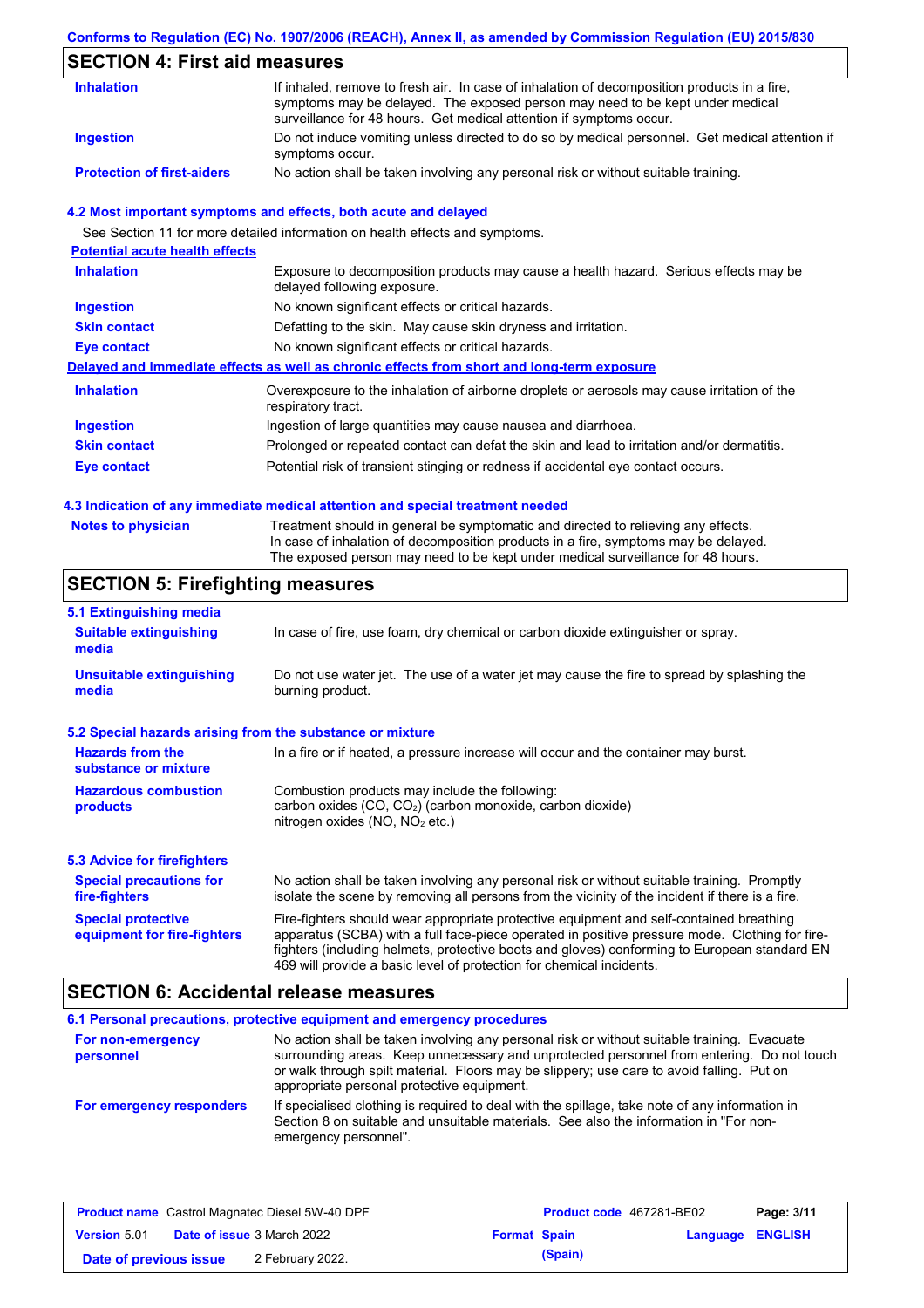## SECTION 4: First aid measures

| | |
|---|---|
| **Inhalation** | If inhaled, remove to fresh air. In case of inhalation of decomposition products in a fire, symptoms may be delayed. The exposed person may need to be kept under medical surveillance for 48 hours. Get medical attention if symptoms occur. |
| **Ingestion** | Do not induce vomiting unless directed to do so by medical personnel. Get medical attention if symptoms occur. |
| **Protection of first-aiders** | No action shall be taken involving any personal risk or without suitable training. |

### 4.2 Most important symptoms and effects, both acute and delayed

See Section 11 for more detailed information on health effects and symptoms.

**Potential acute health effects**

| | |
|---|---|
| **Inhalation** | Exposure to decomposition products may cause a health hazard. Serious effects may be delayed following exposure. |
| **Ingestion** | No known significant effects or critical hazards. |
| **Skin contact** | Defatting to the skin. May cause skin dryness and irritation. |
| **Eye contact** | No known significant effects or critical hazards. |

**Delayed and immediate effects as well as chronic effects from short and long-term exposure**

| | |
|---|---|
| **Inhalation** | Overexposure to the inhalation of airborne droplets or aerosols may cause irritation of the respiratory tract. |
| **Ingestion** | Ingestion of large quantities may cause nausea and diarrhoea. |
| **Skin contact** | Prolonged or repeated contact can defat the skin and lead to irritation and/or dermatitis. |
| **Eye contact** | Potential risk of transient stinging or redness if accidental eye contact occurs. |

### 4.3 Indication of any immediate medical attention and special treatment needed

| | |
|---|---|
| **Notes to physician** | Treatment should in general be symptomatic and directed to relieving any effects. In case of inhalation of decomposition products in a fire, symptoms may be delayed. The exposed person may need to be kept under medical surveillance for 48 hours. |

## SECTION 5: Firefighting measures

### 5.1 Extinguishing media

| | |
|---|---|
| **Suitable extinguishing media** | In case of fire, use foam, dry chemical or carbon dioxide extinguisher or spray. |
| **Unsuitable extinguishing media** | Do not use water jet. The use of a water jet may cause the fire to spread by splashing the burning product. |

### 5.2 Special hazards arising from the substance or mixture

| | |
|---|---|
| **Hazards from the substance or mixture** | In a fire or if heated, a pressure increase will occur and the container may burst. |
| **Hazardous combustion products** | Combustion products may include the following: carbon oxides (CO, $CO_2$) (carbon monoxide, carbon dioxide) nitrogen oxides (NO, $NO_2$ etc.) |

### 5.3 Advice for firefighters

| | |
|---|---|
| **Special precautions for fire-fighters** | No action shall be taken involving any personal risk or without suitable training. Promptly isolate the scene by removing all persons from the vicinity of the incident if there is a fire. |
| **Special protective equipment for fire-fighters** | Fire-fighters should wear appropriate protective equipment and self-contained breathing apparatus (SCBA) with a full face-piece operated in positive pressure mode. Clothing for fire-fighters (including helmets, protective boots and gloves) conforming to European standard EN 469 will provide a basic level of protection for chemical incidents. |

## SECTION 6: Accidental release measures

### 6.1 Personal precautions, protective equipment and emergency procedures

| | |
|---|---|
| **For non-emergency personnel** | No action shall be taken involving any personal risk or without suitable training. Evacuate surrounding areas. Keep unnecessary and unprotected personnel from entering. Do not touch or walk through spilt material. Floors may be slippery; use care to avoid falling. Put on appropriate personal protective equipment. |
| **For emergency responders** | If specialised clothing is required to deal with the spillage, take note of any information in Section 8 on suitable and unsuitable materials. See also the information in "For non-emergency personnel". |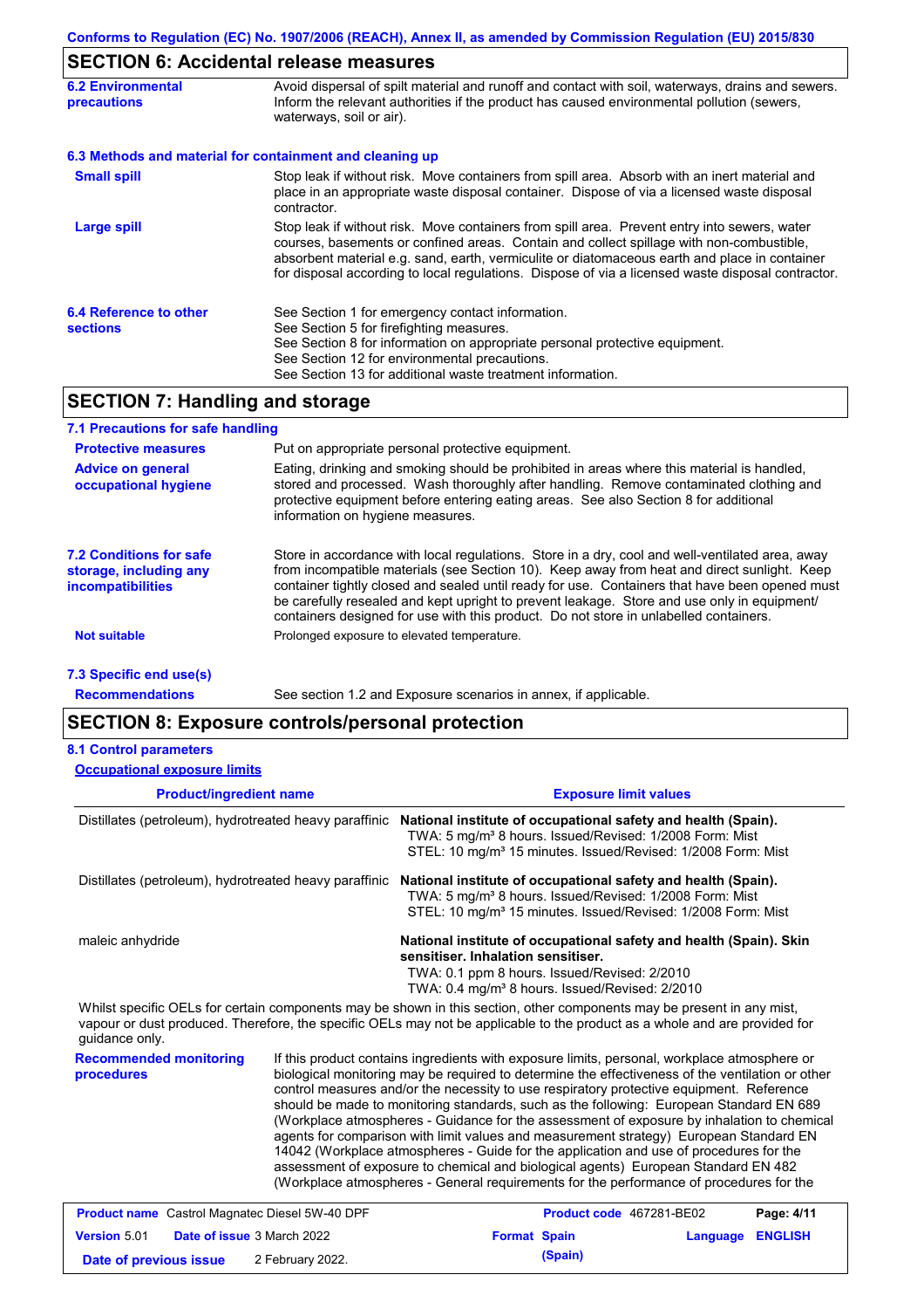## SECTION 6: Accidental release measures

**6.2 Environmental precautions**

Avoid dispersal of spilt material and runoff and contact with soil, waterways, drains and sewers. Inform the relevant authorities if the product has caused environmental pollution (sewers, waterways, soil or air).

**6.3 Methods and material for containment and cleaning up**

**Small spill**

Stop leak if without risk. Move containers from spill area. Absorb with an inert material and place in an appropriate waste disposal container. Dispose of via a licensed waste disposal contractor.

**Large spill**

Stop leak if without risk. Move containers from spill area. Prevent entry into sewers, water courses, basements or confined areas. Contain and collect spillage with non-combustible, absorbent material e.g. sand, earth, vermiculite or diatomaceous earth and place in container for disposal according to local regulations. Dispose of via a licensed waste disposal contractor.

**6.4 Reference to other sections**

See Section 1 for emergency contact information.
See Section 5 for firefighting measures.
See Section 8 for information on appropriate personal protective equipment.
See Section 12 for environmental precautions.
See Section 13 for additional waste treatment information.

## SECTION 7: Handling and storage

**7.1 Precautions for safe handling**

**Protective measures**

Put on appropriate personal protective equipment.

**Advice on general occupational hygiene**

Eating, drinking and smoking should be prohibited in areas where this material is handled, stored and processed. Wash thoroughly after handling. Remove contaminated clothing and protective equipment before entering eating areas. See also Section 8 for additional information on hygiene measures.

**7.2 Conditions for safe storage, including any incompatibilities**

Store in accordance with local regulations. Store in a dry, cool and well-ventilated area, away from incompatible materials (see Section 10). Keep away from heat and direct sunlight. Keep container tightly closed and sealed until ready for use. Containers that have been opened must be carefully resealed and kept upright to prevent leakage. Store and use only in equipment/ containers designed for use with this product. Do not store in unlabelled containers.

**Not suitable**

Prolonged exposure to elevated temperature.

**7.3 Specific end use(s)**

**Recommendations**

See section 1.2 and Exposure scenarios in annex, if applicable.

## SECTION 8: Exposure controls/personal protection

**8.1 Control parameters**

**Occupational exposure limits**

| Product/ingredient name | Exposure limit values |
|---|---|
| Distillates (petroleum), hydrotreated heavy paraffinic | **National institute of occupational safety and health (Spain).** TWA: 5 mg/m³ 8 hours. Issued/Revised: 1/2008 Form: Mist STEL: 10 mg/m³ 15 minutes. Issued/Revised: 1/2008 Form: Mist |
| Distillates (petroleum), hydrotreated heavy paraffinic | **National institute of occupational safety and health (Spain).** TWA: 5 mg/m³ 8 hours. Issued/Revised: 1/2008 Form: Mist STEL: 10 mg/m³ 15 minutes. Issued/Revised: 1/2008 Form: Mist |
| maleic anhydride | **National institute of occupational safety and health (Spain). Skin sensitiser. Inhalation sensitiser.** TWA: 0.1 ppm 8 hours. Issued/Revised: 2/2010 TWA: 0.4 mg/m³ 8 hours. Issued/Revised: 2/2010 |

Whilst specific OELs for certain components may be shown in this section, other components may be present in any mist, vapour or dust produced. Therefore, the specific OELs may not be applicable to the product as a whole and are provided for guidance only.

**Recommended monitoring procedures**

If this product contains ingredients with exposure limits, personal, workplace atmosphere or biological monitoring may be required to determine the effectiveness of the ventilation or other control measures and/or the necessity to use respiratory protective equipment. Reference should be made to monitoring standards, such as the following: European Standard EN 689 (Workplace atmospheres - Guidance for the assessment of exposure by inhalation to chemical agents for comparison with limit values and measurement strategy) European Standard EN 14042 (Workplace atmospheres - Guide for the application and use of procedures for the assessment of exposure to chemical and biological agents) European Standard EN 482 (Workplace atmospheres - General requirements for the performance of procedures for the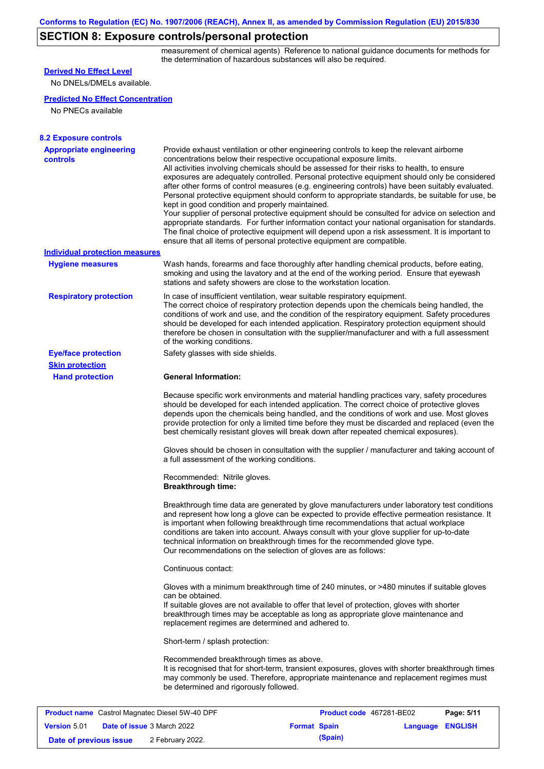## SECTION 8: Exposure controls/personal protection

measurement of chemical agents) Reference to national guidance documents for methods for the determination of hazardous substances will also be required.

**Derived No Effect Level**

No DNELs/DMELs available.

**Predicted No Effect Concentration**

No PNECs available

### 8.2 Exposure controls

**Appropriate engineering controls**

Provide exhaust ventilation or other engineering controls to keep the relevant airborne concentrations below their respective occupational exposure limits.
All activities involving chemicals should be assessed for their risks to health, to ensure exposures are adequately controlled. Personal protective equipment should only be considered after other forms of control measures (e.g. engineering controls) have been suitably evaluated. Personal protective equipment should conform to appropriate standards, be suitable for use, be kept in good condition and properly maintained.
Your supplier of personal protective equipment should be consulted for advice on selection and appropriate standards. For further information contact your national organisation for standards. The final choice of protective equipment will depend upon a risk assessment. It is important to ensure that all items of personal protective equipment are compatible.

**Individual protection measures**

**Hygiene measures**

Wash hands, forearms and face thoroughly after handling chemical products, before eating, smoking and using the lavatory and at the end of the working period. Ensure that eyewash stations and safety showers are close to the workstation location.

**Respiratory protection**

In case of insufficient ventilation, wear suitable respiratory equipment.
The correct choice of respiratory protection depends upon the chemicals being handled, the conditions of work and use, and the condition of the respiratory equipment. Safety procedures should be developed for each intended application. Respiratory protection equipment should therefore be chosen in consultation with the supplier/manufacturer and with a full assessment of the working conditions.

**Eye/face protection**

Safety glasses with side shields.

**Skin protection**

**Hand protection**

**General Information:**

Because specific work environments and material handling practices vary, safety procedures should be developed for each intended application. The correct choice of protective gloves depends upon the chemicals being handled, and the conditions of work and use. Most gloves provide protection for only a limited time before they must be discarded and replaced (even the best chemically resistant gloves will break down after repeated chemical exposures).

Gloves should be chosen in consultation with the supplier / manufacturer and taking account of a full assessment of the working conditions.

Recommended: Nitrile gloves.
**Breakthrough time:**

Breakthrough time data are generated by glove manufacturers under laboratory test conditions and represent how long a glove can be expected to provide effective permeation resistance. It is important when following breakthrough time recommendations that actual workplace conditions are taken into account. Always consult with your glove supplier for up-to-date technical information on breakthrough times for the recommended glove type.
Our recommendations on the selection of gloves are as follows:

Continuous contact:

Gloves with a minimum breakthrough time of 240 minutes, or >480 minutes if suitable gloves can be obtained.
If suitable gloves are not available to offer that level of protection, gloves with shorter breakthrough times may be acceptable as long as appropriate glove maintenance and replacement regimes are determined and adhered to.

Short-term / splash protection:

Recommended breakthrough times as above.
It is recognised that for short-term, transient exposures, gloves with shorter breakthrough times may commonly be used. Therefore, appropriate maintenance and replacement regimes must be determined and rigorously followed.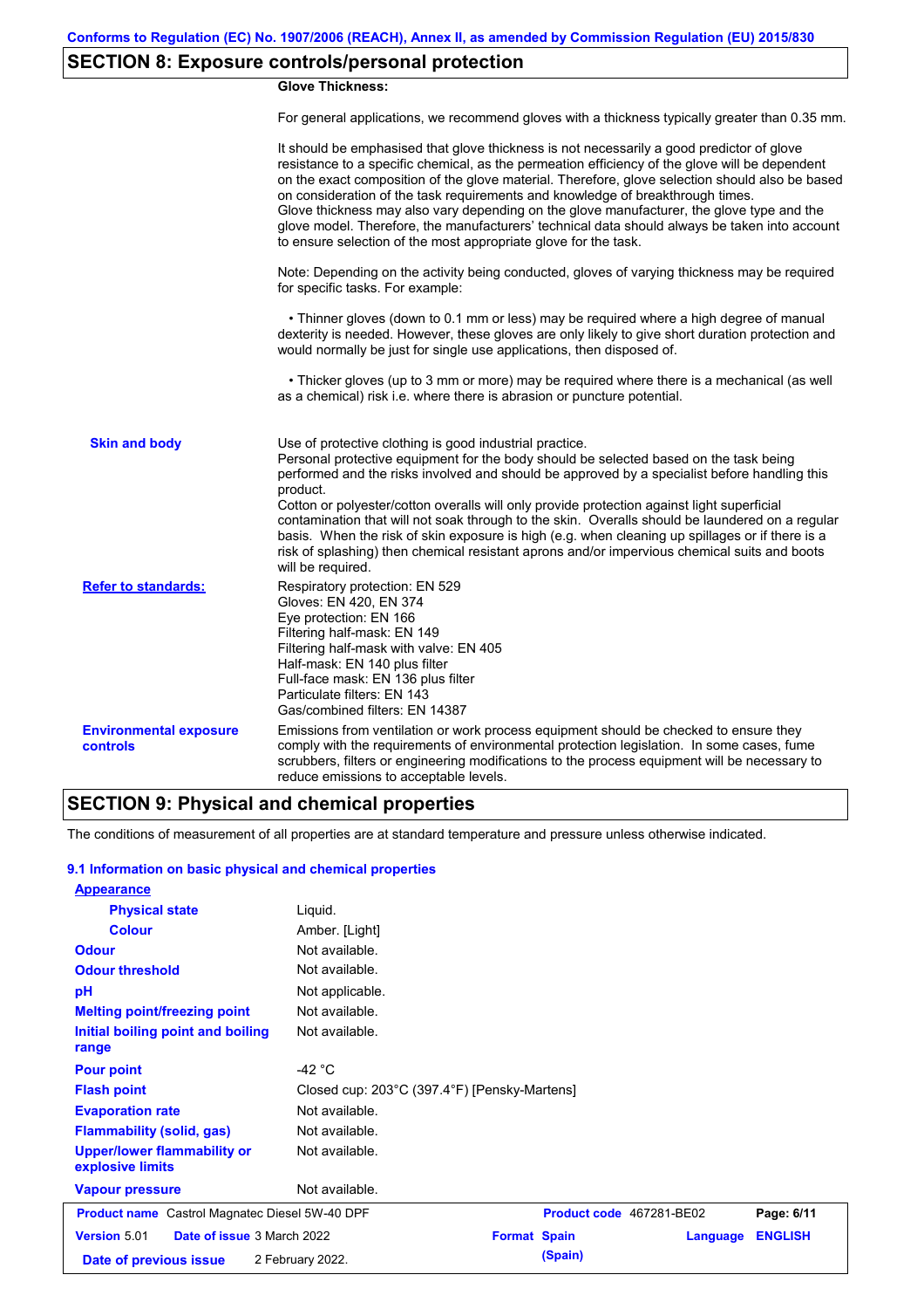## SECTION 8: Exposure controls/personal protection

**Glove Thickness:**

For general applications, we recommend gloves with a thickness typically greater than 0.35 mm.

It should be emphasised that glove thickness is not necessarily a good predictor of glove resistance to a specific chemical, as the permeation efficiency of the glove will be dependent on the exact composition of the glove material. Therefore, glove selection should also be based on consideration of the task requirements and knowledge of breakthrough times.
Glove thickness may also vary depending on the glove manufacturer, the glove type and the glove model. Therefore, the manufacturers' technical data should always be taken into account to ensure selection of the most appropriate glove for the task.

Note: Depending on the activity being conducted, gloves of varying thickness may be required for specific tasks. For example:

• Thinner gloves (down to 0.1 mm or less) may be required where a high degree of manual dexterity is needed. However, these gloves are only likely to give short duration protection and would normally be just for single use applications, then disposed of.

• Thicker gloves (up to 3 mm or more) may be required where there is a mechanical (as well as a chemical) risk i.e. where there is abrasion or puncture potential.

**Skin and body**

Use of protective clothing is good industrial practice.
Personal protective equipment for the body should be selected based on the task being performed and the risks involved and should be approved by a specialist before handling this product.
Cotton or polyester/cotton overalls will only provide protection against light superficial contamination that will not soak through to the skin. Overalls should be laundered on a regular basis. When the risk of skin exposure is high (e.g. when cleaning up spillages or if there is a risk of splashing) then chemical resistant aprons and/or impervious chemical suits and boots will be required.

**Refer to standards:**

Respiratory protection: EN 529
Gloves: EN 420, EN 374
Eye protection: EN 166
Filtering half-mask: EN 149
Filtering half-mask with valve: EN 405
Half-mask: EN 140 plus filter
Full-face mask: EN 136 plus filter
Particulate filters: EN 143
Gas/combined filters: EN 14387

**Environmental exposure controls**

Emissions from ventilation or work process equipment should be checked to ensure they comply with the requirements of environmental protection legislation. In some cases, fume scrubbers, filters or engineering modifications to the process equipment will be necessary to reduce emissions to acceptable levels.

## SECTION 9: Physical and chemical properties

The conditions of measurement of all properties are at standard temperature and pressure unless otherwise indicated.

### 9.1 Information on basic physical and chemical properties

| Property | Value |
|---|---|
| **Appearance** | |
| Physical state | Liquid. |
| Colour | Amber. [Light] |
| Odour | Not available. |
| Odour threshold | Not available. |
| pH | Not applicable. |
| Melting point/freezing point | Not available. |
| Initial boiling point and boiling range | Not available. |
| Pour point | -42 °C |
| Flash point | Closed cup: 203°C (397.4°F) [Pensky-Martens] |
| Evaporation rate | Not available. |
| Flammability (solid, gas) | Not available. |
| Upper/lower flammability or explosive limits | Not available. |
| Vapour pressure | Not available. |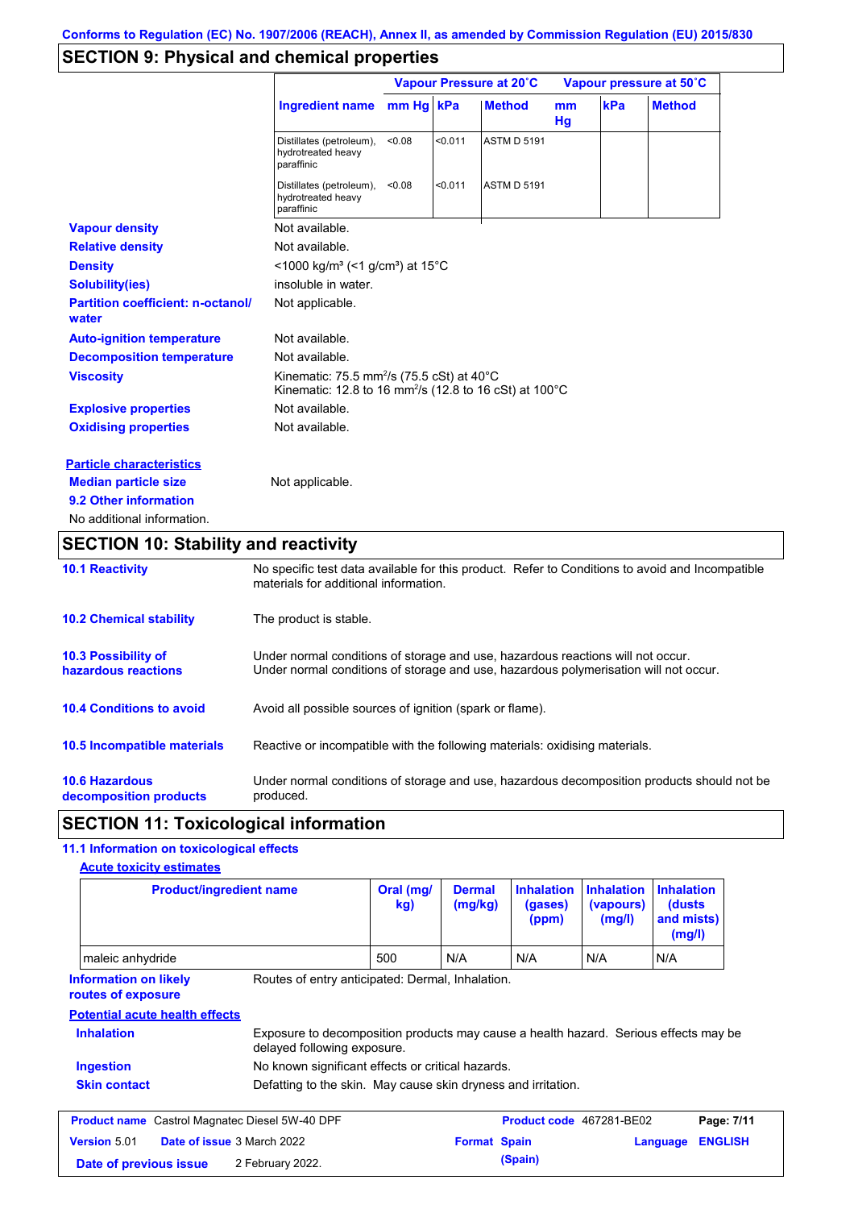Conforms to Regulation (EC) No. 1907/2006 (REACH), Annex II, as amended by Commission Regulation (EU) 2015/830

## SECTION 9: Physical and chemical properties

| Ingredient name | Vapour Pressure at 20˚C | | | Vapour pressure at 50˚C | | |
|---|---|---|---|---|---|---|
| | mm Hg | kPa | Method | mm Hg | kPa | Method |
| Distillates (petroleum), hydrotreated heavy paraffinic | <0.08 | <0.011 | ASTM D 5191 | | | |
| Distillates (petroleum), hydrotreated heavy paraffinic | <0.08 | <0.011 | ASTM D 5191 | | | |

**Vapour density** Not available.

**Relative density** Not available.

**Density** <1000 kg/m³ (<1 g/cm³) at 15°C

**Solubility(ies)** insoluble in water.

**Partition coefficient: n-octanol/ water** Not applicable.

**Auto-ignition temperature** Not available.

**Decomposition temperature** Not available.

**Viscosity** Kinematic: 75.5 mm²/s (75.5 cSt) at 40°C
Kinematic: 12.8 to 16 mm²/s (12.8 to 16 cSt) at 100°C

**Explosive properties** Not available.

**Oxidising properties** Not available.

**Particle characteristics**

**Median particle size** Not applicable.

**9.2 Other information**

No additional information.

## SECTION 10: Stability and reactivity

**10.1 Reactivity** No specific test data available for this product. Refer to Conditions to avoid and Incompatible materials for additional information.

**10.2 Chemical stability** The product is stable.

**10.3 Possibility of hazardous reactions** Under normal conditions of storage and use, hazardous reactions will not occur.
Under normal conditions of storage and use, hazardous polymerisation will not occur.

**10.4 Conditions to avoid** Avoid all possible sources of ignition (spark or flame).

**10.5 Incompatible materials** Reactive or incompatible with the following materials: oxidising materials.

**10.6 Hazardous decomposition products** Under normal conditions of storage and use, hazardous decomposition products should not be produced.

## SECTION 11: Toxicological information

**11.1 Information on toxicological effects**

**Acute toxicity estimates**

| Product/ingredient name | Oral (mg/ kg) | Dermal (mg/kg) | Inhalation (gases) (ppm) | Inhalation (vapours) (mg/l) | Inhalation (dusts and mists) (mg/l) |
|---|---|---|---|---|---|
| maleic anhydride | 500 | N/A | N/A | N/A | N/A |

**Information on likely routes of exposure** Routes of entry anticipated: Dermal, Inhalation.

**Potential acute health effects**

**Inhalation** Exposure to decomposition products may cause a health hazard. Serious effects may be delayed following exposure.

**Ingestion** No known significant effects or critical hazards.

**Skin contact** Defatting to the skin. May cause skin dryness and irritation.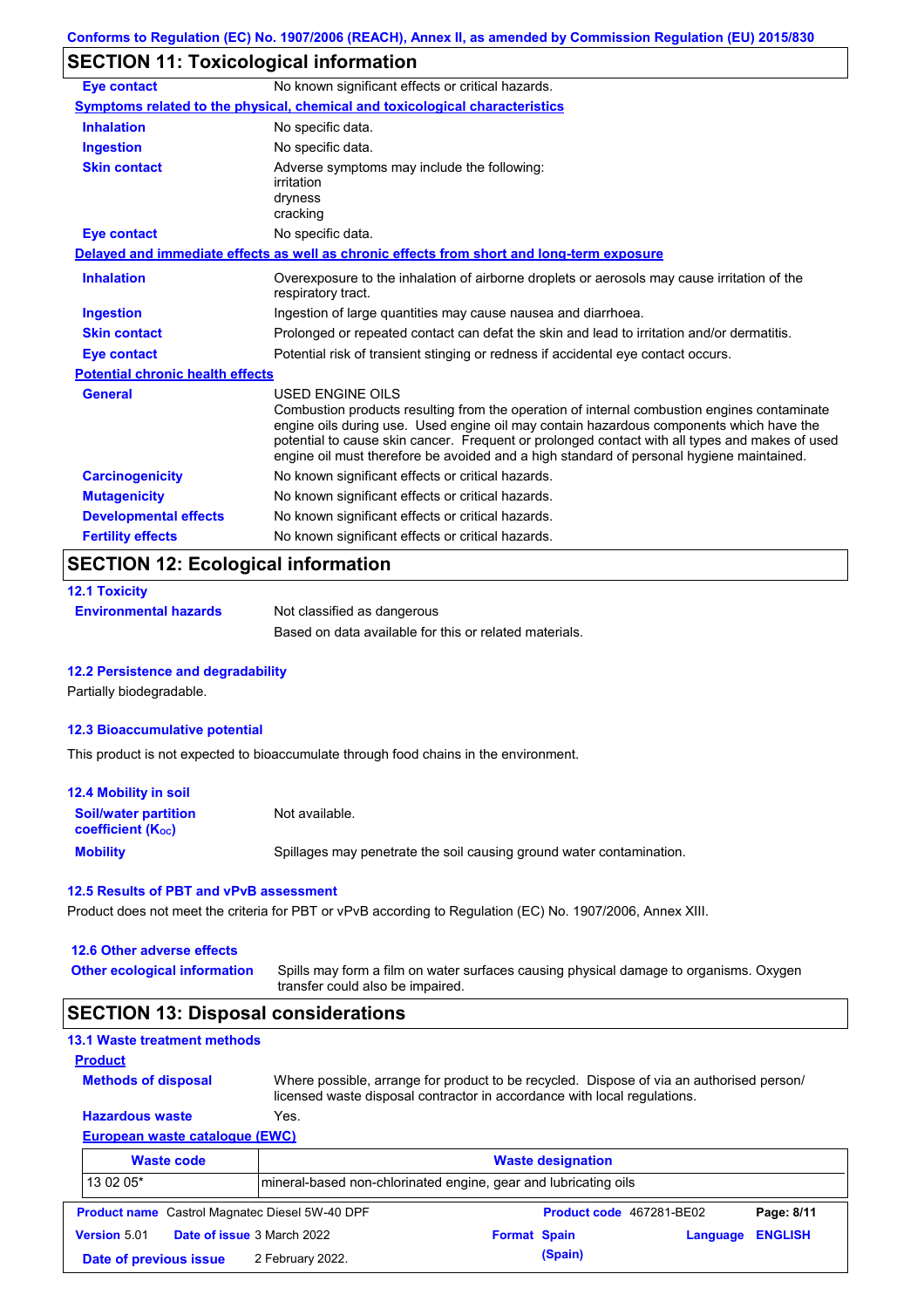## SECTION 11: Toxicological information

**Eye contact** No known significant effects or critical hazards.

**Symptoms related to the physical, chemical and toxicological characteristics**

| | |
|---|---|
| **Inhalation** | No specific data. |
| **Ingestion** | No specific data. |
| **Skin contact** | Adverse symptoms may include the following: irritation dryness cracking |
| **Eye contact** | No specific data. |

**Delayed and immediate effects as well as chronic effects from short and long-term exposure**

| | |
|---|---|
| **Inhalation** | Overexposure to the inhalation of airborne droplets or aerosols may cause irritation of the respiratory tract. |
| **Ingestion** | Ingestion of large quantities may cause nausea and diarrhoea. |
| **Skin contact** | Prolonged or repeated contact can defat the skin and lead to irritation and/or dermatitis. |
| **Eye contact** | Potential risk of transient stinging or redness if accidental eye contact occurs. |

**Potential chronic health effects**

| | |
|---|---|
| **General** | USED ENGINE OILS Combustion products resulting from the operation of internal combustion engines contaminate engine oils during use. Used engine oil may contain hazardous components which have the potential to cause skin cancer. Frequent or prolonged contact with all types and makes of used engine oil must therefore be avoided and a high standard of personal hygiene maintained. |
| **Carcinogenicity** | No known significant effects or critical hazards. |
| **Mutagenicity** | No known significant effects or critical hazards. |
| **Developmental effects** | No known significant effects or critical hazards. |
| **Fertility effects** | No known significant effects or critical hazards. |

## SECTION 12: Ecological information

### 12.1 Toxicity

**Environmental hazards** Not classified as dangerous

Based on data available for this or related materials.

### 12.2 Persistence and degradability

Partially biodegradable.

### 12.3 Bioaccumulative potential

This product is not expected to bioaccumulate through food chains in the environment.

### 12.4 Mobility in soil

| | |
|---|---|
| **Soil/water partition coefficient ($K_{OC}$)** | Not available. |
| **Mobility** | Spillages may penetrate the soil causing ground water contamination. |

### 12.5 Results of PBT and vPvB assessment

Product does not meet the criteria for PBT or vPvB according to Regulation (EC) No. 1907/2006, Annex XIII.

### 12.6 Other adverse effects

**Other ecological information** Spills may form a film on water surfaces causing physical damage to organisms. Oxygen transfer could also be impaired.

## SECTION 13: Disposal considerations

### 13.1 Waste treatment methods

**Product**

**Methods of disposal** Where possible, arrange for product to be recycled. Dispose of via an authorised person/ licensed waste disposal contractor in accordance with local regulations.

**Hazardous waste** Yes.

**European waste catalogue (EWC)**

| Waste code | Waste designation |
|---|---|
| 13 02 05* | mineral-based non-chlorinated engine, gear and lubricating oils |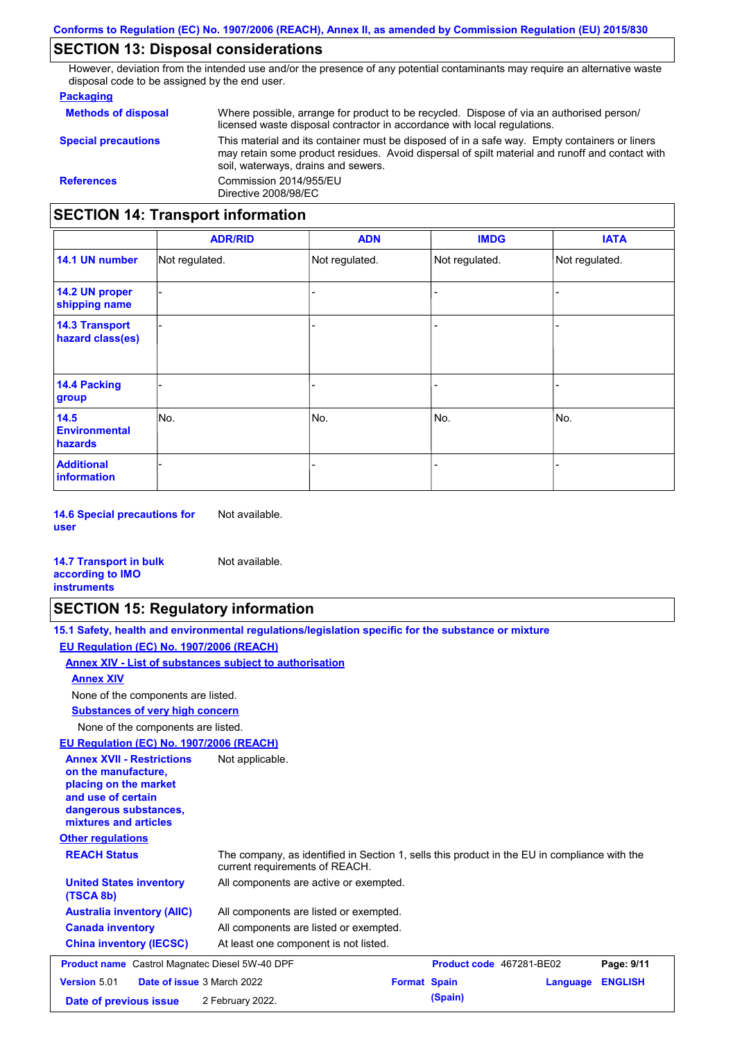## SECTION 13: Disposal considerations

However, deviation from the intended use and/or the presence of any potential contaminants may require an alternative waste disposal code to be assigned by the end user.

**Packaging**

| | |
|---|---|
| **Methods of disposal** | Where possible, arrange for product to be recycled. Dispose of via an authorised person/ licensed waste disposal contractor in accordance with local regulations. |
| **Special precautions** | This material and its container must be disposed of in a safe way. Empty containers or liners may retain some product residues. Avoid dispersal of spilt material and runoff and contact with soil, waterways, drains and sewers. |
| **References** | Commission 2014/955/EU<br>Directive 2008/98/EC |

## SECTION 14: Transport information

| | ADR/RID | ADN | IMDG | IATA |
|---|---|---|---|---|
| **14.1 UN number** | Not regulated. | Not regulated. | Not regulated. | Not regulated. |
| **14.2 UN proper shipping name** | - | - | - | - |
| **14.3 Transport hazard class(es)** | - | - | - | - |
| **14.4 Packing group** | - | - | - | - |
| **14.5 Environmental hazards** | No. | No. | No. | No. |
| **Additional information** | - | - | - | - |

**14.6 Special precautions for user** Not available.

**14.7 Transport in bulk according to IMO instruments** Not available.

## SECTION 15: Regulatory information

**15.1 Safety, health and environmental regulations/legislation specific for the substance or mixture**

**EU Regulation (EC) No. 1907/2006 (REACH)**

**Annex XIV - List of substances subject to authorisation**

**Annex XIV**

None of the components are listed.

**Substances of very high concern**

None of the components are listed.

**EU Regulation (EC) No. 1907/2006 (REACH)**

| | |
|---|---|
| **Annex XVII - Restrictions on the manufacture, placing on the market and use of certain dangerous substances, mixtures and articles** | Not applicable. |

**Other regulations**

| | |
|---|---|
| **REACH Status** | The company, as identified in Section 1, sells this product in the EU in compliance with the current requirements of REACH. |
| **United States inventory (TSCA 8b)** | All components are active or exempted. |
| **Australia inventory (AIIC)** | All components are listed or exempted. |
| **Canada inventory** | All components are listed or exempted. |
| **China inventory (IECSC)** | At least one component is not listed. |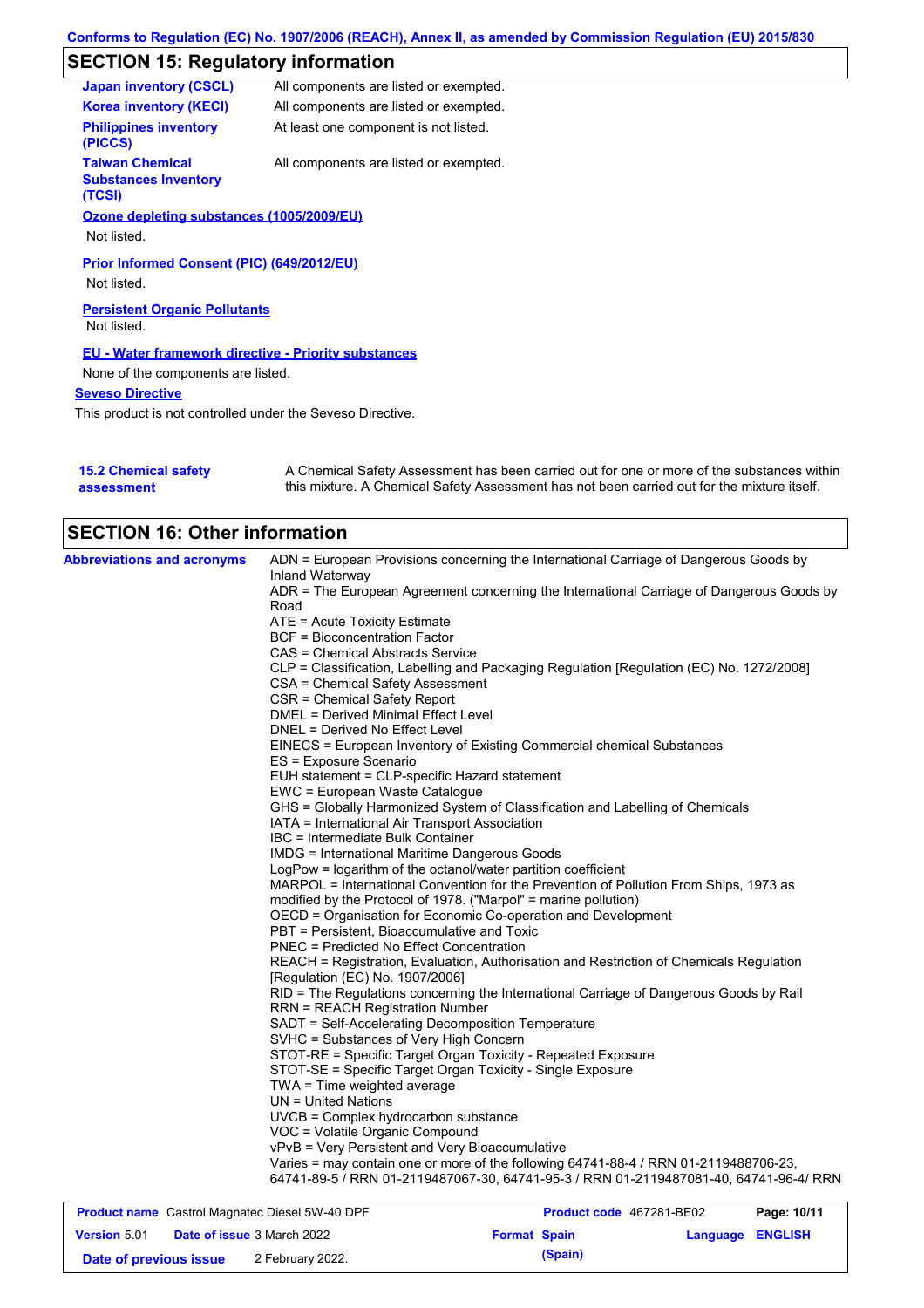## SECTION 15: Regulatory information

| | |
|---|---|
| **Japan inventory (CSCL)** | All components are listed or exempted. |
| **Korea inventory (KECI)** | All components are listed or exempted. |
| **Philippines inventory (PICCS)** | At least one component is not listed. |
| **Taiwan Chemical Substances Inventory (TCSI)** | All components are listed or exempted. |

**Ozone depleting substances (1005/2009/EU)**

Not listed.

**Prior Informed Consent (PIC) (649/2012/EU)**

Not listed.

**Persistent Organic Pollutants**

Not listed.

**EU - Water framework directive - Priority substances**

None of the components are listed.

**Seveso Directive**

This product is not controlled under the Seveso Directive.

**15.2 Chemical safety assessment**

A Chemical Safety Assessment has been carried out for one or more of the substances within this mixture. A Chemical Safety Assessment has not been carried out for the mixture itself.

## SECTION 16: Other information

**Abbreviations and acronyms**

ADN = European Provisions concerning the International Carriage of Dangerous Goods by Inland Waterway
ADR = The European Agreement concerning the International Carriage of Dangerous Goods by Road
ATE = Acute Toxicity Estimate
BCF = Bioconcentration Factor
CAS = Chemical Abstracts Service
CLP = Classification, Labelling and Packaging Regulation [Regulation (EC) No. 1272/2008]
CSA = Chemical Safety Assessment
CSR = Chemical Safety Report
DMEL = Derived Minimal Effect Level
DNEL = Derived No Effect Level
EINECS = European Inventory of Existing Commercial chemical Substances
ES = Exposure Scenario
EUH statement = CLP-specific Hazard statement
EWC = European Waste Catalogue
GHS = Globally Harmonized System of Classification and Labelling of Chemicals
IATA = International Air Transport Association
IBC = Intermediate Bulk Container
IMDG = International Maritime Dangerous Goods
LogPow = logarithm of the octanol/water partition coefficient
MARPOL = International Convention for the Prevention of Pollution From Ships, 1973 as modified by the Protocol of 1978. ("Marpol" = marine pollution)
OECD = Organisation for Economic Co-operation and Development
PBT = Persistent, Bioaccumulative and Toxic
PNEC = Predicted No Effect Concentration
REACH = Registration, Evaluation, Authorisation and Restriction of Chemicals Regulation [Regulation (EC) No. 1907/2006]
RID = The Regulations concerning the International Carriage of Dangerous Goods by Rail
RRN = REACH Registration Number
SADT = Self-Accelerating Decomposition Temperature
SVHC = Substances of Very High Concern
STOT-RE = Specific Target Organ Toxicity - Repeated Exposure
STOT-SE = Specific Target Organ Toxicity - Single Exposure
TWA = Time weighted average
UN = United Nations
UVCB = Complex hydrocarbon substance
VOC = Volatile Organic Compound
vPvB = Very Persistent and Very Bioaccumulative
Varies = may contain one or more of the following 64741-88-4 / RRN 01-2119488706-23, 64741-89-5 / RRN 01-2119487067-30, 64741-95-3 / RRN 01-2119487081-40, 64741-96-4/ RRN

| | | | |
|---|---|---|---|
| **Product name** Castrol Magnatec Diesel 5W-40 DPF | | **Product code** 467281-BE02 | |
| **Version** 5.01 | **Date of issue** 3 March 2022 | **Format** Spain (Spain) | **Language** ENGLISH |
| **Date of previous issue** | 2 February 2022. | | |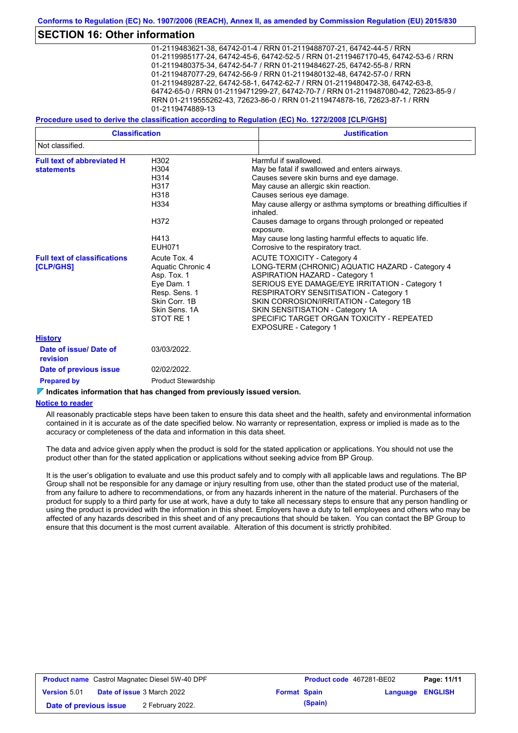## SECTION 16: Other information

01-2119483621-38, 64742-01-4 / RRN 01-2119488707-21, 64742-44-5 / RRN 01-2119985177-24, 64742-45-6, 64742-52-5 / RRN 01-2119467170-45, 64742-53-6 / RRN 01-2119480375-34, 64742-54-7 / RRN 01-2119484627-25, 64742-55-8 / RRN 01-2119487077-29, 64742-56-9 / RRN 01-2119480132-48, 64742-57-0 / RRN 01-2119489287-22, 64742-58-1, 64742-62-7 / RRN 01-2119480472-38, 64742-63-8, 64742-65-0 / RRN 01-2119471299-27, 64742-70-7 / RRN 01-2119487080-42, 72623-85-9 / RRN 01-2119555262-43, 72623-86-0 / RRN 01-2119474878-16, 72623-87-1 / RRN 01-2119474889-13

**Procedure used to derive the classification according to Regulation (EC) No. 1272/2008 [CLP/GHS]**

| Classification | Justification |
| --- | --- |
| Not classified. | |

**Full text of abbreviated H statements**

| | | |
| --- | --- | --- |
| H302 | Harmful if swallowed. |
| H304 | May be fatal if swallowed and enters airways. |
| H314 | Causes severe skin burns and eye damage. |
| H317 | May cause an allergic skin reaction. |
| H318 | Causes serious eye damage. |
| H334 | May cause allergy or asthma symptoms or breathing difficulties if inhaled. |
| H372 | Causes damage to organs through prolonged or repeated exposure. |
| H413 | May cause long lasting harmful effects to aquatic life. |
| EUH071 | Corrosive to the respiratory tract. |

**Full text of classifications [CLP/GHS]**

| | |
| --- | --- |
| Acute Tox. 4 | ACUTE TOXICITY - Category 4 |
| Aquatic Chronic 4 | LONG-TERM (CHRONIC) AQUATIC HAZARD - Category 4 |
| Asp. Tox. 1 | ASPIRATION HAZARD - Category 1 |
| Eye Dam. 1 | SERIOUS EYE DAMAGE/EYE IRRITATION - Category 1 |
| Resp. Sens. 1 | RESPIRATORY SENSITISATION - Category 1 |
| Skin Corr. 1B | SKIN CORROSION/IRRITATION - Category 1B |
| Skin Sens. 1A | SKIN SENSITISATION - Category 1A |
| STOT RE 1 | SPECIFIC TARGET ORGAN TOXICITY - REPEATED EXPOSURE - Category 1 |

**History**

**Date of issue/ Date of revision**: 03/03/2022.

**Date of previous issue**: 02/02/2022.

**Prepared by**: Product Stewardship

**Indicates information that has changed from previously issued version.**

**Notice to reader**

All reasonably practicable steps have been taken to ensure this data sheet and the health, safety and environmental information contained in it is accurate as of the date specified below. No warranty or representation, express or implied is made as to the accuracy or completeness of the data and information in this data sheet.

The data and advice given apply when the product is sold for the stated application or applications. You should not use the product other than for the stated application or applications without seeking advice from BP Group.

It is the user's obligation to evaluate and use this product safely and to comply with all applicable laws and regulations. The BP Group shall not be responsible for any damage or injury resulting from use, other than the stated product use of the material, from any failure to adhere to recommendations, or from any hazards inherent in the nature of the material. Purchasers of the product for supply to a third party for use at work, have a duty to take all necessary steps to ensure that any person handling or using the product is provided with the information in this sheet. Employers have a duty to tell employees and others who may be affected of any hazards described in this sheet and of any precautions that should be taken. You can contact the BP Group to ensure that this document is the most current available. Alteration of this document is strictly prohibited.